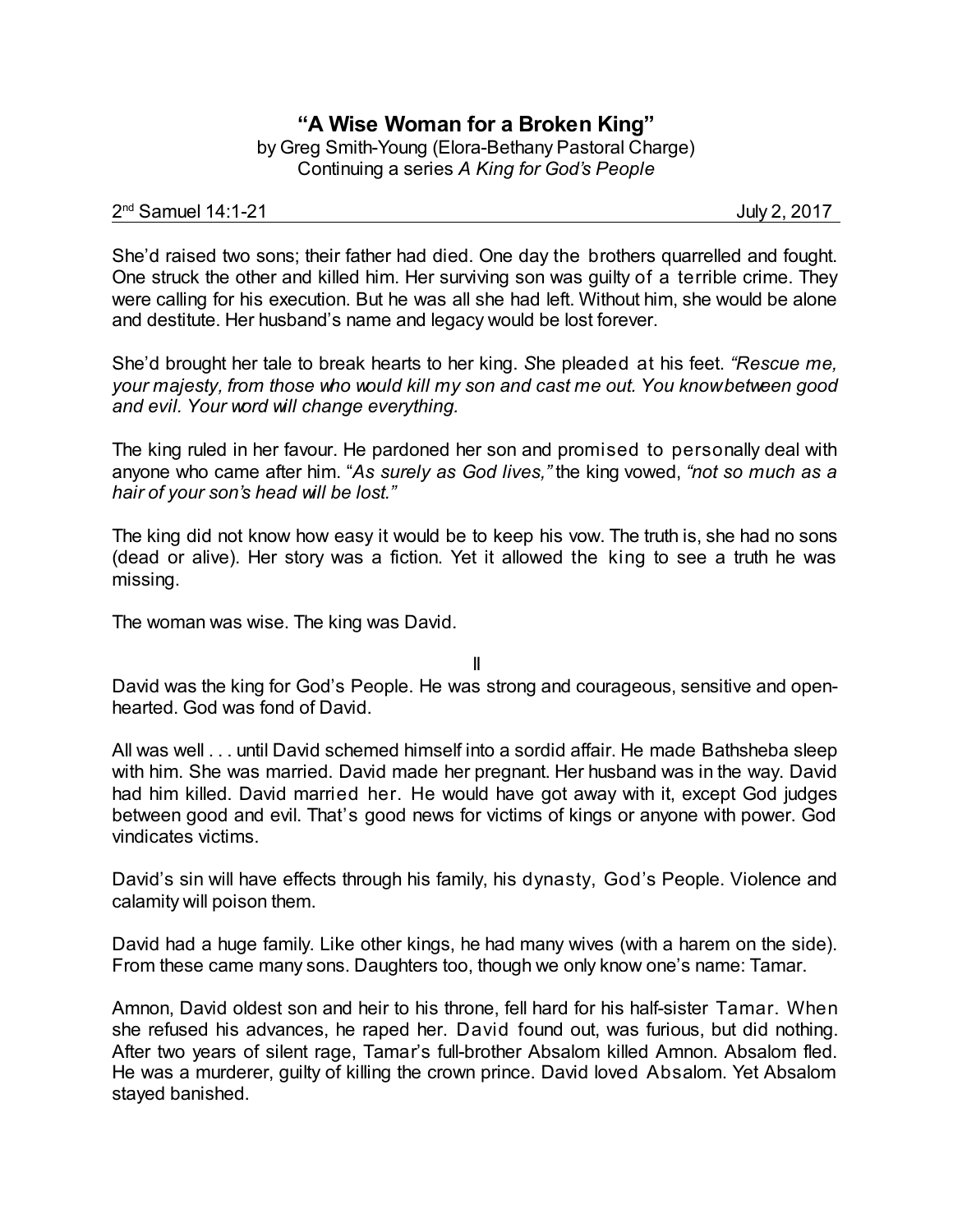# "A Wise Woman for a Broken King"

by Greg Smith-Young (Elora-Bethany Pastoral Charge)
Continuing a series *A King for God's People*

2nd Samuel 14:1-21 July 2, 2017

She'd raised two sons; their father had died. One day the brothers quarrelled and fought. One struck the other and killed him. Her surviving son was guilty of a terrible crime. They were calling for his execution. But he was all she had left. Without him, she would be alone and destitute. Her husband's name and legacy would be lost forever.

She'd brought her tale to break hearts to her king. She pleaded at his feet. *"Rescue me, your majesty, from those who would kill my son and cast me out. You know between good and evil. Your word will change everything.*

The king ruled in her favour. He pardoned her son and promised to personally deal with anyone who came after him. "*As surely as God lives,"* the king vowed, *"not so much as a hair of your son's head will be lost."*

The king did not know how easy it would be to keep his vow. The truth is, she had no sons (dead or alive). Her story was a fiction. Yet it allowed the king to see a truth he was missing.

The woman was wise. The king was David.

II

David was the king for God's People. He was strong and courageous, sensitive and open-hearted. God was fond of David.

All was well . . . until David schemed himself into a sordid affair. He made Bathsheba sleep with him. She was married. David made her pregnant. Her husband was in the way. David had him killed. David married her. He would have got away with it, except God judges between good and evil. That's good news for victims of kings or anyone with power. God vindicates victims.

David's sin will have effects through his family, his dynasty, God's People. Violence and calamity will poison them.

David had a huge family. Like other kings, he had many wives (with a harem on the side). From these came many sons. Daughters too, though we only know one's name: Tamar.

Amnon, David oldest son and heir to his throne, fell hard for his half-sister Tamar. When she refused his advances, he raped her. David found out, was furious, but did nothing. After two years of silent rage, Tamar's full-brother Absalom killed Amnon. Absalom fled. He was a murderer, guilty of killing the crown prince. David loved Absalom. Yet Absalom stayed banished.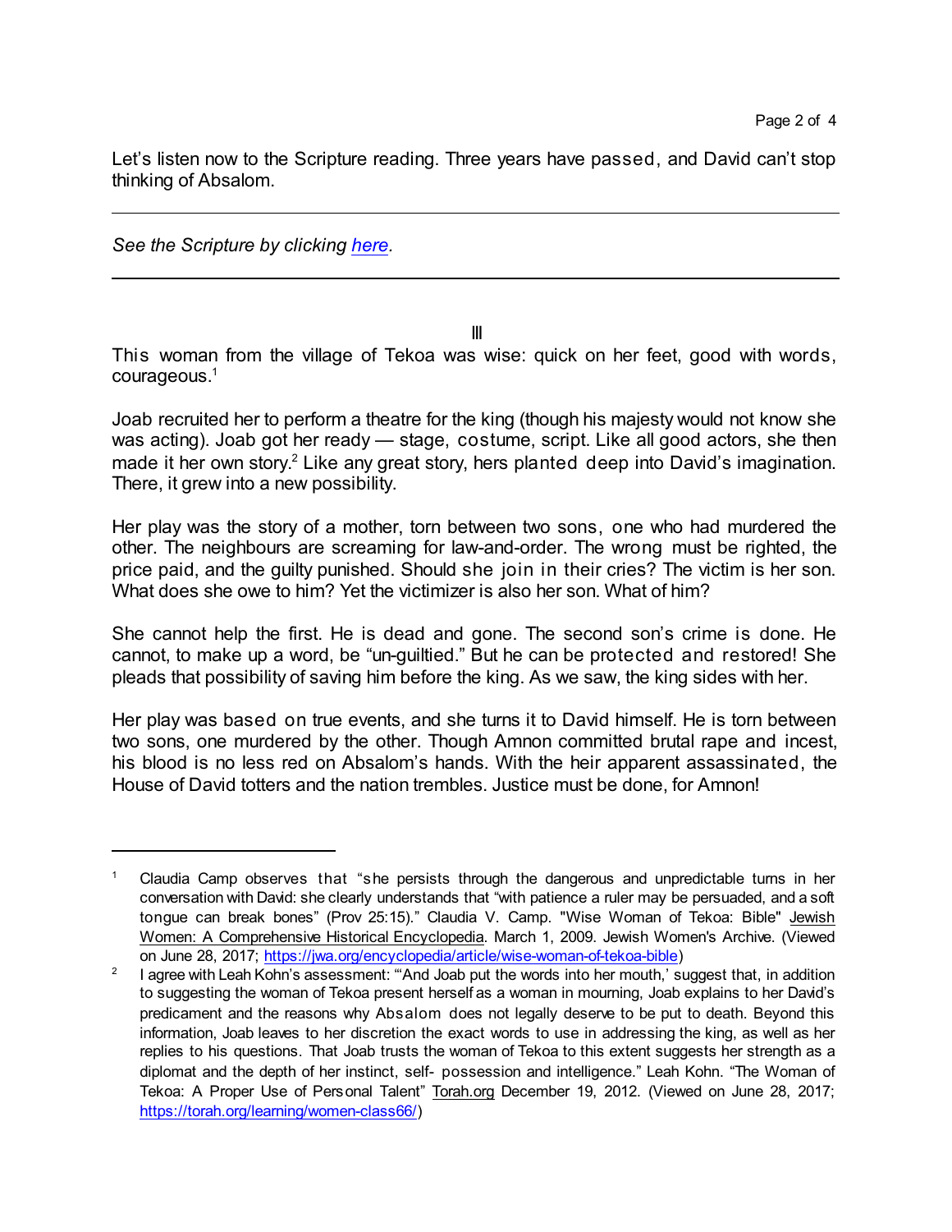Let's listen now to the Scripture reading. Three years have passed, and David can't stop thinking of Absalom.

---

*See the Scripture by clicking [here](here).*

---

III

This woman from the village of Tekoa was wise: quick on her feet, good with words, courageous.[1]

Joab recruited her to perform a theatre for the king (though his majesty would not know she was acting). Joab got her ready — stage, costume, script. Like all good actors, she then made it her own story.[2] Like any great story, hers planted deep into David's imagination. There, it grew into a new possibility.

Her play was the story of a mother, torn between two sons, one who had murdered the other. The neighbours are screaming for law-and-order. The wrong must be righted, the price paid, and the guilty punished. Should she join in their cries? The victim is her son. What does she owe to him? Yet the victimizer is also her son. What of him?

She cannot help the first. He is dead and gone. The second son's crime is done. He cannot, to make up a word, be "un-guiltied." But he can be protected and restored! She pleads that possibility of saving him before the king. As we saw, the king sides with her.

Her play was based on true events, and she turns it to David himself. He is torn between two sons, one murdered by the other. Though Amnon committed brutal rape and incest, his blood is no less red on Absalom's hands. With the heir apparent assassinated, the House of David totters and the nation trembles. Justice must be done, for Amnon!

---

[1] Claudia Camp observes that "she persists through the dangerous and unpredictable turns in her conversation with David: she clearly understands that "with patience a ruler may be persuaded, and a soft tongue can break bones" (Prov 25:15)." Claudia V. Camp. "Wise Woman of Tekoa: Bible" Jewish Women: A Comprehensive Historical Encyclopedia. March 1, 2009. Jewish Women's Archive. (Viewed on June 28, 2017; https://jwa.org/encyclopedia/article/wise-woman-of-tekoa-bible)

[2] I agree with Leah Kohn's assessment: "'And Joab put the words into her mouth,' suggest that, in addition to suggesting the woman of Tekoa present herself as a woman in mourning, Joab explains to her David's predicament and the reasons why Absalom does not legally deserve to be put to death. Beyond this information, Joab leaves to her discretion the exact words to use in addressing the king, as well as her replies to his questions. That Joab trusts the woman of Tekoa to this extent suggests her strength as a diplomat and the depth of her instinct, self- possession and intelligence." Leah Kohn. "The Woman of Tekoa: A Proper Use of Personal Talent" Torah.org December 19, 2012. (Viewed on June 28, 2017; https://torah.org/learning/women-class66/)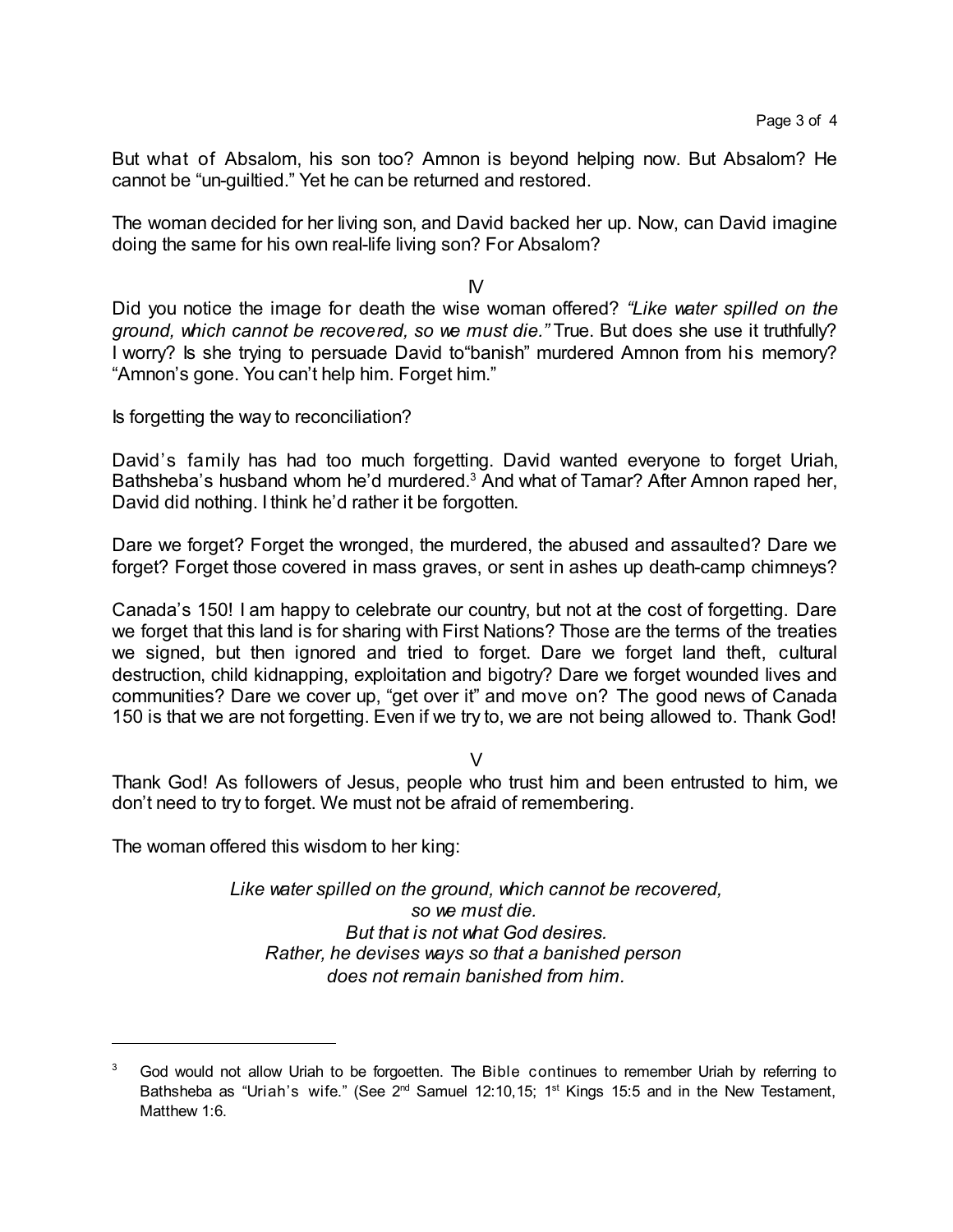But what of Absalom, his son too? Amnon is beyond helping now. But Absalom? He cannot be "un-guiltied." Yet he can be returned and restored.

The woman decided for her living son, and David backed her up. Now, can David imagine doing the same for his own real-life living son? For Absalom?

IV

Did you notice the image for death the wise woman offered? *"Like water spilled on the ground, which cannot be recovered, so we must die."* True. But does she use it truthfully? I worry? Is she trying to persuade David to"banish" murdered Amnon from his memory? "Amnon's gone. You can't help him. Forget him."

Is forgetting the way to reconciliation?

David's family has had too much forgetting. David wanted everyone to forget Uriah, Bathsheba's husband whom he'd murdered.[3] And what of Tamar? After Amnon raped her, David did nothing. I think he'd rather it be forgotten.

Dare we forget? Forget the wronged, the murdered, the abused and assaulted? Dare we forget? Forget those covered in mass graves, or sent in ashes up death-camp chimneys?

Canada's 150! I am happy to celebrate our country, but not at the cost of forgetting. Dare we forget that this land is for sharing with First Nations? Those are the terms of the treaties we signed, but then ignored and tried to forget. Dare we forget land theft, cultural destruction, child kidnapping, exploitation and bigotry? Dare we forget wounded lives and communities? Dare we cover up, "get over it" and move on? The good news of Canada 150 is that we are not forgetting. Even if we try to, we are not being allowed to. Thank God!

V

Thank God! As followers of Jesus, people who trust him and been entrusted to him, we don't need to try to forget. We must not be afraid of remembering.

The woman offered this wisdom to her king:

*Like water spilled on the ground, which cannot be recovered,*
*so we must die.*
*But that is not what God desires.*
*Rather, he devises ways so that a banished person*
*does not remain banished from him.*

---

[3] God would not allow Uriah to be forgoetten. The Bible continues to remember Uriah by referring to Bathsheba as "Uriah's wife." (See 2nd Samuel 12:10,15; 1st Kings 15:5 and in the New Testament, Matthew 1:6.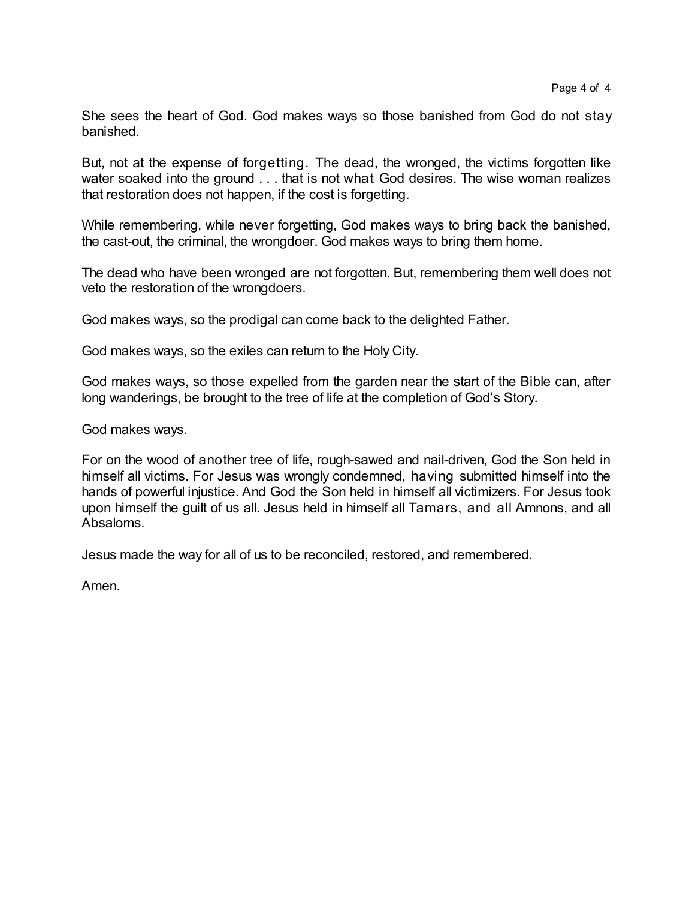She sees the heart of God. God makes ways so those banished from God do not stay banished.

But, not at the expense of forgetting. The dead, the wronged, the victims forgotten like water soaked into the ground . . . that is not what God desires. The wise woman realizes that restoration does not happen, if the cost is forgetting.

While remembering, while never forgetting, God makes ways to bring back the banished, the cast-out, the criminal, the wrongdoer. God makes ways to bring them home.

The dead who have been wronged are not forgotten. But, remembering them well does not veto the restoration of the wrongdoers.

God makes ways, so the prodigal can come back to the delighted Father.

God makes ways, so the exiles can return to the Holy City.

God makes ways, so those expelled from the garden near the start of the Bible can, after long wanderings, be brought to the tree of life at the completion of God's Story.

God makes ways.

For on the wood of another tree of life, rough-sawed and nail-driven, God the Son held in himself all victims. For Jesus was wrongly condemned, having submitted himself into the hands of powerful injustice. And God the Son held in himself all victimizers. For Jesus took upon himself the guilt of us all. Jesus held in himself all Tamars, and all Amnons, and all Absaloms.

Jesus made the way for all of us to be reconciled, restored, and remembered.

Amen.